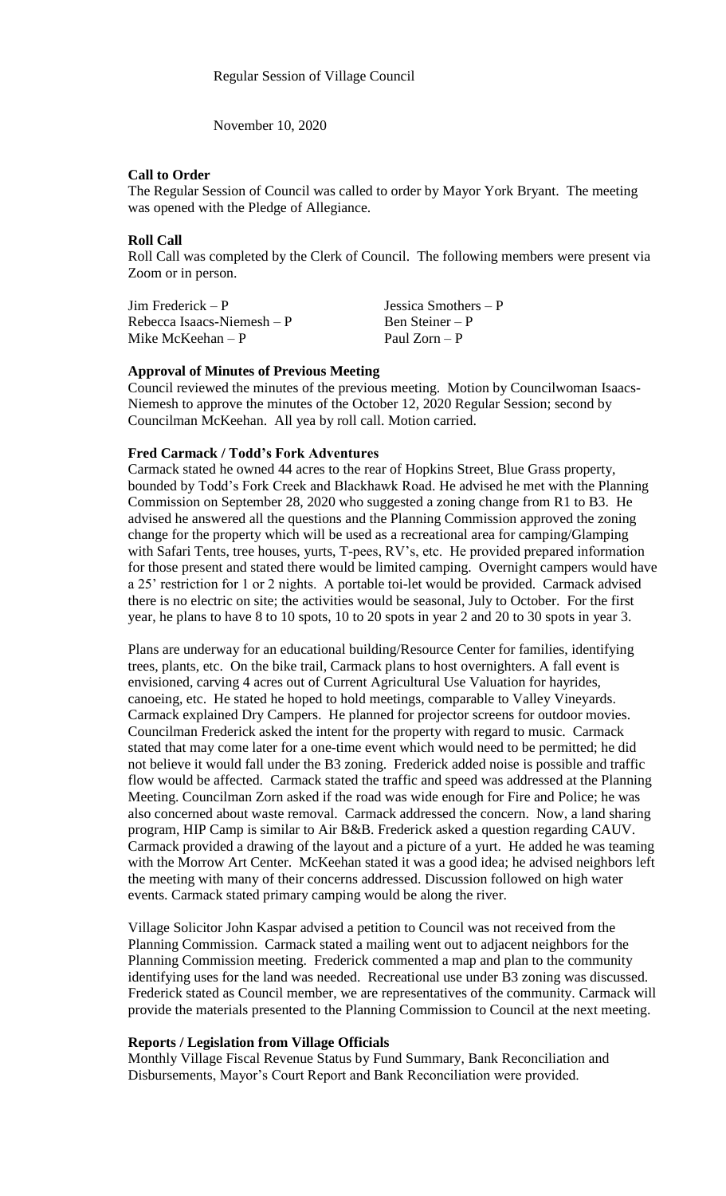Regular Session of Village Council

November 10, 2020

**Call to Order**

The Regular Session of Council was called to order by Mayor York Bryant. The meeting was opened with the Pledge of Allegiance.

**Roll Call**

Roll Call was completed by the Clerk of Council. The following members were present via Zoom or in person.

| | |
|---|---|
| Jim Frederick – P | Jessica Smothers – P |
| Rebecca Isaacs-Niemesh – P | Ben Steiner – P |
| Mike McKeehan – P | Paul Zorn – P |

**Approval of Minutes of Previous Meeting**

Council reviewed the minutes of the previous meeting. Motion by Councilwoman Isaacs-Niemesh to approve the minutes of the October 12, 2020 Regular Session; second by Councilman McKeehan. All yea by roll call. Motion carried.

**Fred Carmack / Todd's Fork Adventures**

Carmack stated he owned 44 acres to the rear of Hopkins Street, Blue Grass property, bounded by Todd's Fork Creek and Blackhawk Road. He advised he met with the Planning Commission on September 28, 2020 who suggested a zoning change from R1 to B3. He advised he answered all the questions and the Planning Commission approved the zoning change for the property which will be used as a recreational area for camping/Glamping with Safari Tents, tree houses, yurts, T-pees, RV's, etc. He provided prepared information for those present and stated there would be limited camping. Overnight campers would have a 25' restriction for 1 or 2 nights. A portable toi-let would be provided. Carmack advised there is no electric on site; the activities would be seasonal, July to October. For the first year, he plans to have 8 to 10 spots, 10 to 20 spots in year 2 and 20 to 30 spots in year 3.

Plans are underway for an educational building/Resource Center for families, identifying trees, plants, etc. On the bike trail, Carmack plans to host overnighters. A fall event is envisioned, carving 4 acres out of Current Agricultural Use Valuation for hayrides, canoeing, etc. He stated he hoped to hold meetings, comparable to Valley Vineyards. Carmack explained Dry Campers. He planned for projector screens for outdoor movies. Councilman Frederick asked the intent for the property with regard to music. Carmack stated that may come later for a one-time event which would need to be permitted; he did not believe it would fall under the B3 zoning. Frederick added noise is possible and traffic flow would be affected. Carmack stated the traffic and speed was addressed at the Planning Meeting. Councilman Zorn asked if the road was wide enough for Fire and Police; he was also concerned about waste removal. Carmack addressed the concern. Now, a land sharing program, HIP Camp is similar to Air B&B. Frederick asked a question regarding CAUV. Carmack provided a drawing of the layout and a picture of a yurt. He added he was teaming with the Morrow Art Center. McKeehan stated it was a good idea; he advised neighbors left the meeting with many of their concerns addressed. Discussion followed on high water events. Carmack stated primary camping would be along the river.

Village Solicitor John Kaspar advised a petition to Council was not received from the Planning Commission. Carmack stated a mailing went out to adjacent neighbors for the Planning Commission meeting. Frederick commented a map and plan to the community identifying uses for the land was needed. Recreational use under B3 zoning was discussed. Frederick stated as Council member, we are representatives of the community. Carmack will provide the materials presented to the Planning Commission to Council at the next meeting.

**Reports / Legislation from Village Officials**

Monthly Village Fiscal Revenue Status by Fund Summary, Bank Reconciliation and Disbursements, Mayor's Court Report and Bank Reconciliation were provided.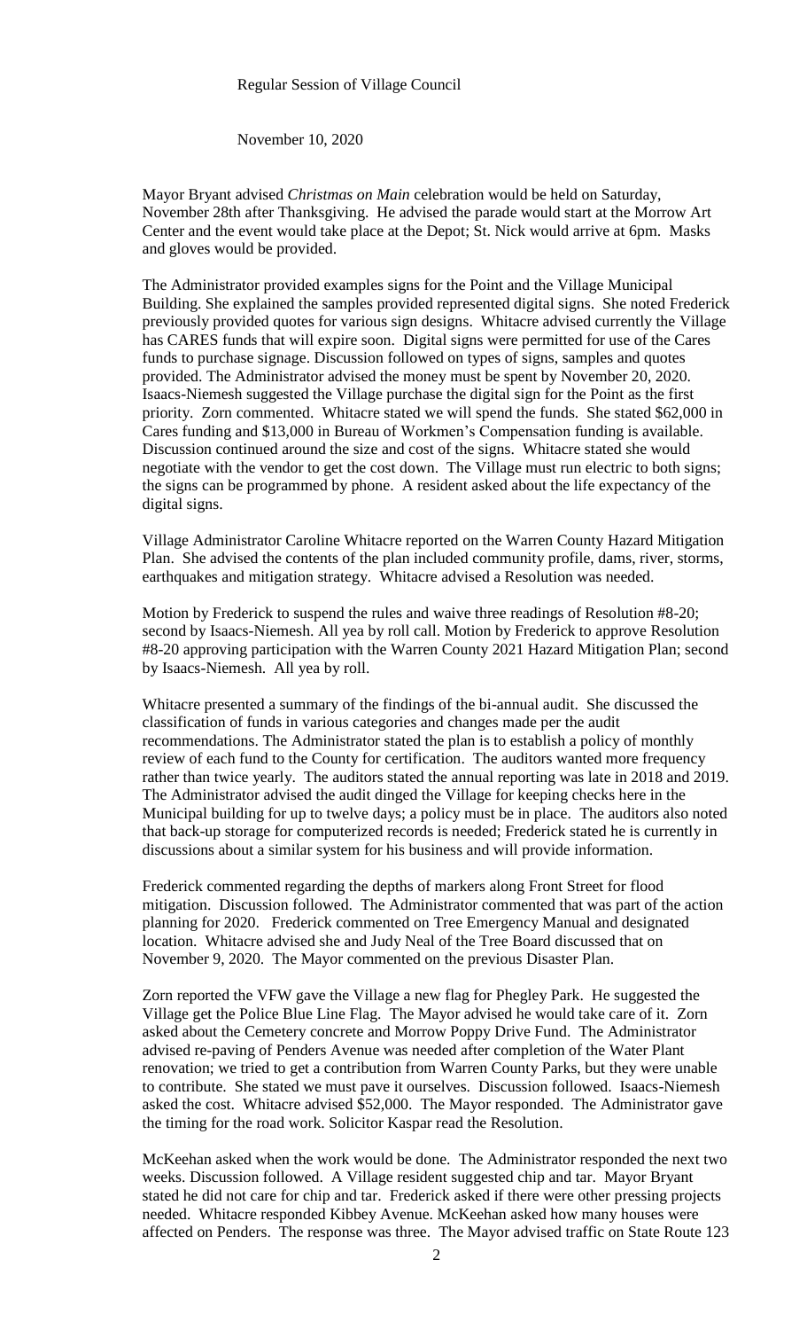Regular Session of Village Council

November 10, 2020

Mayor Bryant advised *Christmas on Main* celebration would be held on Saturday, November 28th after Thanksgiving. He advised the parade would start at the Morrow Art Center and the event would take place at the Depot; St. Nick would arrive at 6pm. Masks and gloves would be provided.

The Administrator provided examples signs for the Point and the Village Municipal Building. She explained the samples provided represented digital signs. She noted Frederick previously provided quotes for various sign designs. Whitacre advised currently the Village has CARES funds that will expire soon. Digital signs were permitted for use of the Cares funds to purchase signage. Discussion followed on types of signs, samples and quotes provided. The Administrator advised the money must be spent by November 20, 2020. Isaacs-Niemesh suggested the Village purchase the digital sign for the Point as the first priority. Zorn commented. Whitacre stated we will spend the funds. She stated $62,000 in Cares funding and $13,000 in Bureau of Workmen's Compensation funding is available. Discussion continued around the size and cost of the signs. Whitacre stated she would negotiate with the vendor to get the cost down. The Village must run electric to both signs; the signs can be programmed by phone. A resident asked about the life expectancy of the digital signs.

Village Administrator Caroline Whitacre reported on the Warren County Hazard Mitigation Plan. She advised the contents of the plan included community profile, dams, river, storms, earthquakes and mitigation strategy. Whitacre advised a Resolution was needed.

Motion by Frederick to suspend the rules and waive three readings of Resolution #8-20; second by Isaacs-Niemesh. All yea by roll call. Motion by Frederick to approve Resolution #8-20 approving participation with the Warren County 2021 Hazard Mitigation Plan; second by Isaacs-Niemesh. All yea by roll.

Whitacre presented a summary of the findings of the bi-annual audit. She discussed the classification of funds in various categories and changes made per the audit recommendations. The Administrator stated the plan is to establish a policy of monthly review of each fund to the County for certification. The auditors wanted more frequency rather than twice yearly. The auditors stated the annual reporting was late in 2018 and 2019. The Administrator advised the audit dinged the Village for keeping checks here in the Municipal building for up to twelve days; a policy must be in place. The auditors also noted that back-up storage for computerized records is needed; Frederick stated he is currently in discussions about a similar system for his business and will provide information.

Frederick commented regarding the depths of markers along Front Street for flood mitigation. Discussion followed. The Administrator commented that was part of the action planning for 2020. Frederick commented on Tree Emergency Manual and designated location. Whitacre advised she and Judy Neal of the Tree Board discussed that on November 9, 2020. The Mayor commented on the previous Disaster Plan.

Zorn reported the VFW gave the Village a new flag for Phegley Park. He suggested the Village get the Police Blue Line Flag. The Mayor advised he would take care of it. Zorn asked about the Cemetery concrete and Morrow Poppy Drive Fund. The Administrator advised re-paving of Penders Avenue was needed after completion of the Water Plant renovation; we tried to get a contribution from Warren County Parks, but they were unable to contribute. She stated we must pave it ourselves. Discussion followed. Isaacs-Niemesh asked the cost. Whitacre advised $52,000. The Mayor responded. The Administrator gave the timing for the road work. Solicitor Kaspar read the Resolution.

McKeehan asked when the work would be done. The Administrator responded the next two weeks. Discussion followed. A Village resident suggested chip and tar. Mayor Bryant stated he did not care for chip and tar. Frederick asked if there were other pressing projects needed. Whitacre responded Kibbey Avenue. McKeehan asked how many houses were affected on Penders. The response was three. The Mayor advised traffic on State Route 123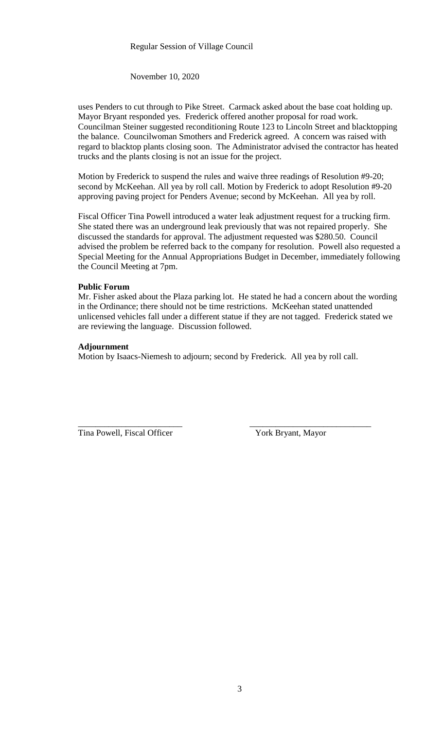Regular Session of Village Council

November 10, 2020

uses Penders to cut through to Pike Street. Carmack asked about the base coat holding up. Mayor Bryant responded yes. Frederick offered another proposal for road work. Councilman Steiner suggested reconditioning Route 123 to Lincoln Street and blacktopping the balance. Councilwoman Smothers and Frederick agreed. A concern was raised with regard to blacktop plants closing soon. The Administrator advised the contractor has heated trucks and the plants closing is not an issue for the project.

Motion by Frederick to suspend the rules and waive three readings of Resolution #9-20; second by McKeehan. All yea by roll call. Motion by Frederick to adopt Resolution #9-20 approving paving project for Penders Avenue; second by McKeehan. All yea by roll.

Fiscal Officer Tina Powell introduced a water leak adjustment request for a trucking firm. She stated there was an underground leak previously that was not repaired properly. She discussed the standards for approval. The adjustment requested was $280.50. Council advised the problem be referred back to the company for resolution. Powell also requested a Special Meeting for the Annual Appropriations Budget in December, immediately following the Council Meeting at 7pm.

**Public Forum**

Mr. Fisher asked about the Plaza parking lot. He stated he had a concern about the wording in the Ordinance; there should not be time restrictions. McKeehan stated unattended unlicensed vehicles fall under a different statue if they are not tagged. Frederick stated we are reviewing the language. Discussion followed.

**Adjournment**

Motion by Isaacs-Niemesh to adjourn; second by Frederick. All yea by roll call.

\_\_\_\_\_\_\_\_\_\_\_\_\_\_\_\_\_\_\_\_\_\_\_\_ \_\_\_\_\_\_\_\_\_\_\_\_\_\_\_\_\_\_\_\_\_\_\_\_\_\_\_\_

Tina Powell, Fiscal Officer York Bryant, Mayor